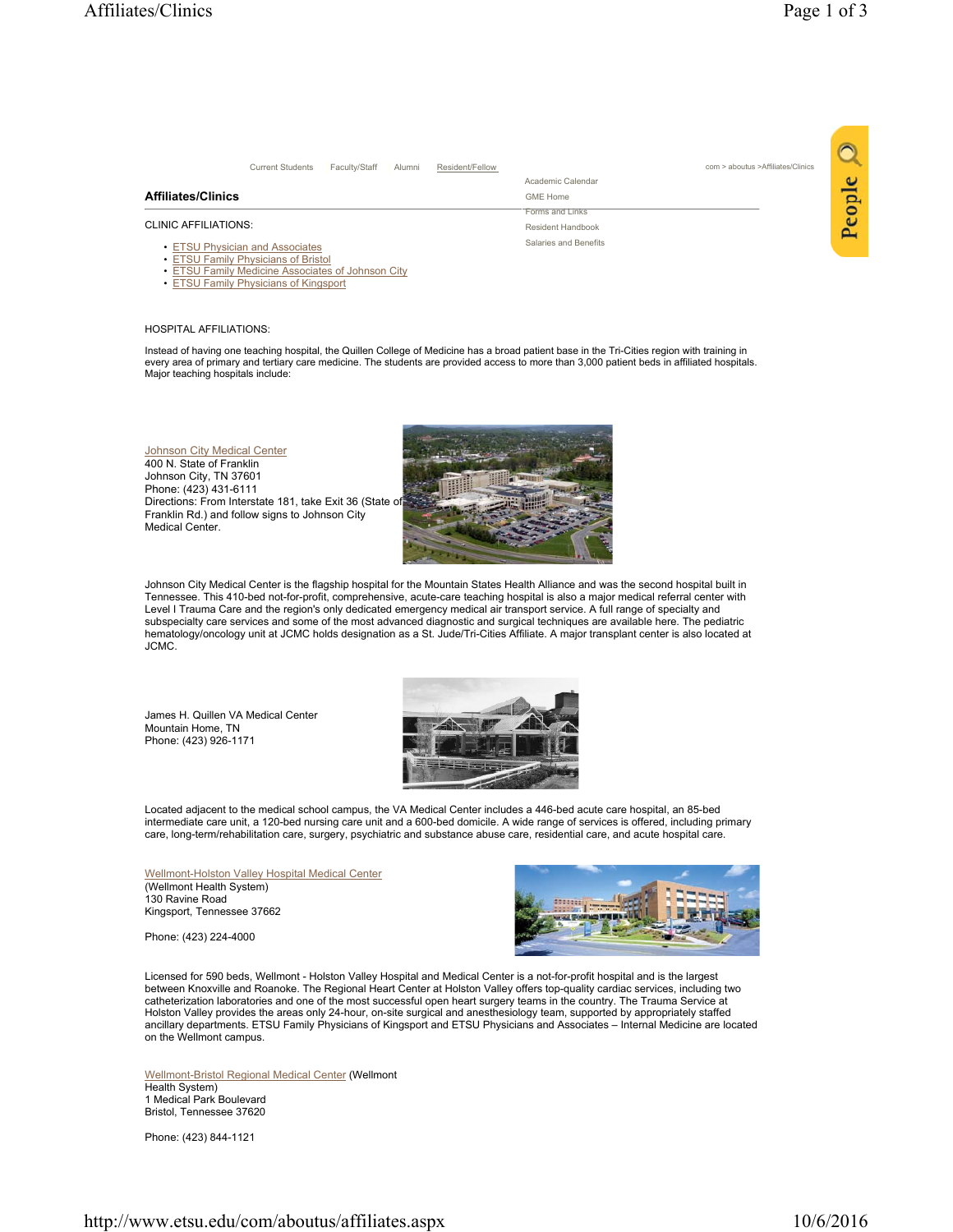Current Students Faculty/Staff Alumni Resident/Fellow

com > aboutus >Affiliates/Clinics

- Academic Calendar
- GME Home
- Forms and Links
- Resident Handbook
- Salaries and Benefits

## Affiliates/Clinics

CLINIC AFFILIATIONS:

- ETSU Physician and Associates
- ETSU Family Physicians of Bristol
- ETSU Family Medicine Associates of Johnson City
- ETSU Family Physicians of Kingsport

HOSPITAL AFFILIATIONS:

Instead of having one teaching hospital, the Quillen College of Medicine has a broad patient base in the Tri-Cities region with training in every area of primary and tertiary care medicine. The students are provided access to more than 3,000 patient beds in affiliated hospitals. Major teaching hospitals include:

Johnson City Medical Center  
400 N. State of Franklin  
Johnson City, TN 37601  
Phone: (423) 431-6111  
Directions: From Interstate 181, take Exit 36 (State of Franklin Rd.) and follow signs to Johnson City Medical Center.

Johnson City Medical Center is the flagship hospital for the Mountain States Health Alliance and was the second hospital built in Tennessee. This 410-bed not-for-profit, comprehensive, acute-care teaching hospital is also a major medical referral center with Level I Trauma Care and the region's only dedicated emergency medical air transport service. A full range of specialty and subspecialty care services and some of the most advanced diagnostic and surgical techniques are available here. The pediatric hematology/oncology unit at JCMC holds designation as a St. Jude/Tri-Cities Affiliate. A major transplant center is also located at JCMC.

James H. Quillen VA Medical Center  
Mountain Home, TN  
Phone: (423) 926-1171

Located adjacent to the medical school campus, the VA Medical Center includes a 446-bed acute care hospital, an 85-bed intermediate care unit, a 120-bed nursing care unit and a 600-bed domicile. A wide range of services is offered, including primary care, long-term/rehabilitation care, surgery, psychiatric and substance abuse care, residential care, and acute hospital care.

Wellmont-Holston Valley Hospital Medical Center  
(Wellmont Health System)  
130 Ravine Road  
Kingsport, Tennessee 37662

Phone: (423) 224-4000

Licensed for 590 beds, Wellmont - Holston Valley Hospital and Medical Center is a not-for-profit hospital and is the largest between Knoxville and Roanoke. The Regional Heart Center at Holston Valley offers top-quality cardiac services, including two catheterization laboratories and one of the most successful open heart surgery teams in the country. The Trauma Service at Holston Valley provides the areas only 24-hour, on-site surgical and anesthesiology team, supported by appropriately staffed ancillary departments. ETSU Family Physicians of Kingsport and ETSU Physicians and Associates – Internal Medicine are located on the Wellmont campus.

Wellmont-Bristol Regional Medical Center (Wellmont Health System)  
1 Medical Park Boulevard  
Bristol, Tennessee 37620

Phone: (423) 844-1121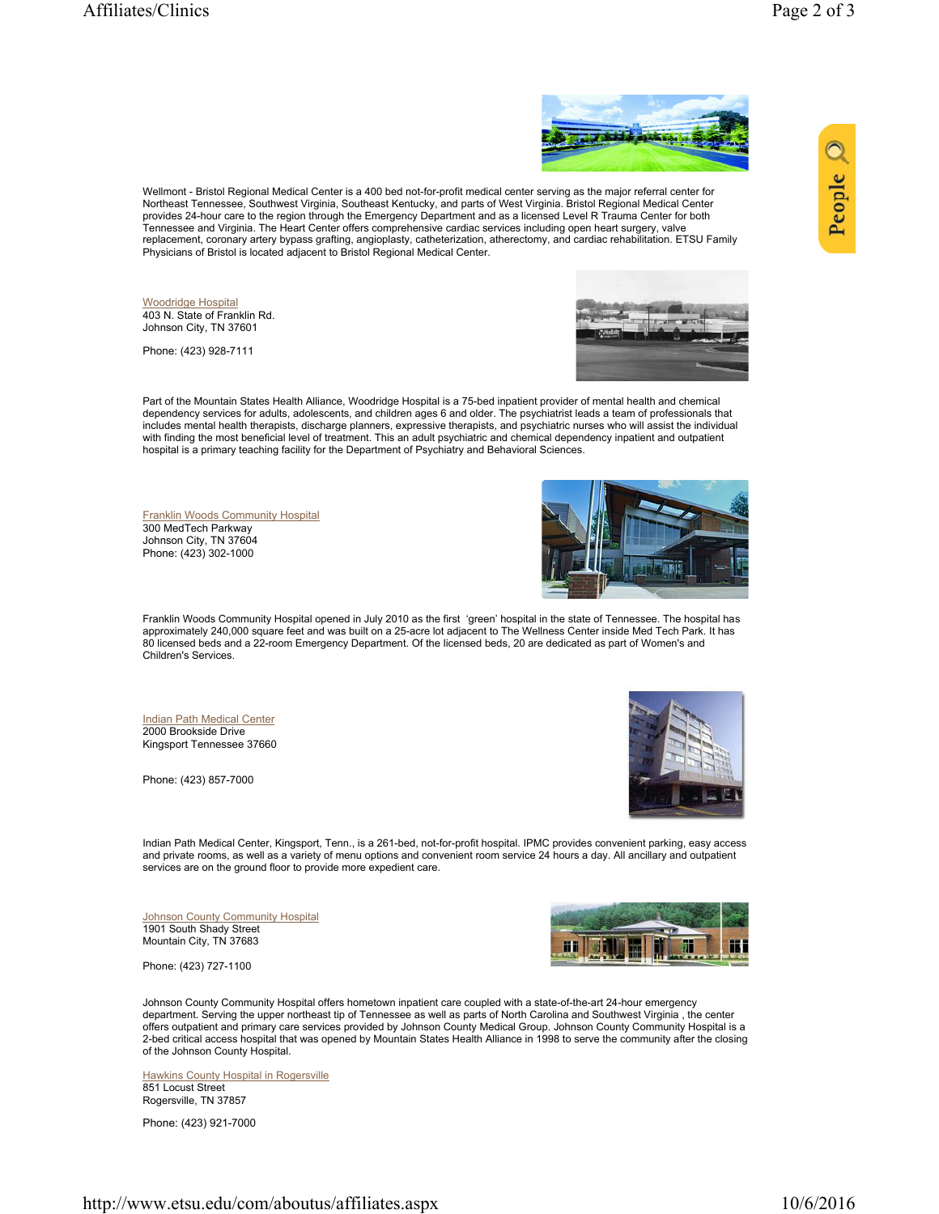Wellmont - Bristol Regional Medical Center is a 400 bed not-for-profit medical center serving as the major referral center for Northeast Tennessee, Southwest Virginia, Southeast Kentucky, and parts of West Virginia. Bristol Regional Medical Center provides 24-hour care to the region through the Emergency Department and as a licensed Level R Trauma Center for both Tennessee and Virginia. The Heart Center offers comprehensive cardiac services including open heart surgery, valve replacement, coronary artery bypass grafting, angioplasty, catheterization, atherectomy, and cardiac rehabilitation. ETSU Family Physicians of Bristol is located adjacent to Bristol Regional Medical Center.

Woodridge Hospital
403 N. State of Franklin Rd.
Johnson City, TN 37601

Phone: (423) 928-7111

Part of the Mountain States Health Alliance, Woodridge Hospital is a 75-bed inpatient provider of mental health and chemical dependency services for adults, adolescents, and children ages 6 and older. The psychiatrist leads a team of professionals that includes mental health therapists, discharge planners, expressive therapists, and psychiatric nurses who will assist the individual with finding the most beneficial level of treatment. This an adult psychiatric and chemical dependency inpatient and outpatient hospital is a primary teaching facility for the Department of Psychiatry and Behavioral Sciences.

Franklin Woods Community Hospital
300 MedTech Parkway
Johnson City, TN 37604
Phone: (423) 302-1000

Franklin Woods Community Hospital opened in July 2010 as the first 'green' hospital in the state of Tennessee. The hospital has approximately 240,000 square feet and was built on a 25-acre lot adjacent to The Wellness Center inside Med Tech Park. It has 80 licensed beds and a 22-room Emergency Department. Of the licensed beds, 20 are dedicated as part of Women's and Children's Services.

Indian Path Medical Center
2000 Brookside Drive
Kingsport Tennessee 37660

Phone: (423) 857-7000

Indian Path Medical Center, Kingsport, Tenn., is a 261-bed, not-for-profit hospital. IPMC provides convenient parking, easy access and private rooms, as well as a variety of menu options and convenient room service 24 hours a day. All ancillary and outpatient services are on the ground floor to provide more expedient care.

Johnson County Community Hospital
1901 South Shady Street
Mountain City, TN 37683

Phone: (423) 727-1100

Johnson County Community Hospital offers hometown inpatient care coupled with a state-of-the-art 24-hour emergency department. Serving the upper northeast tip of Tennessee as well as parts of North Carolina and Southwest Virginia , the center offers outpatient and primary care services provided by Johnson County Medical Group. Johnson County Community Hospital is a 2-bed critical access hospital that was opened by Mountain States Health Alliance in 1998 to serve the community after the closing of the Johnson County Hospital.

Hawkins County Hospital in Rogersville
851 Locust Street
Rogersville, TN 37857

Phone: (423) 921-7000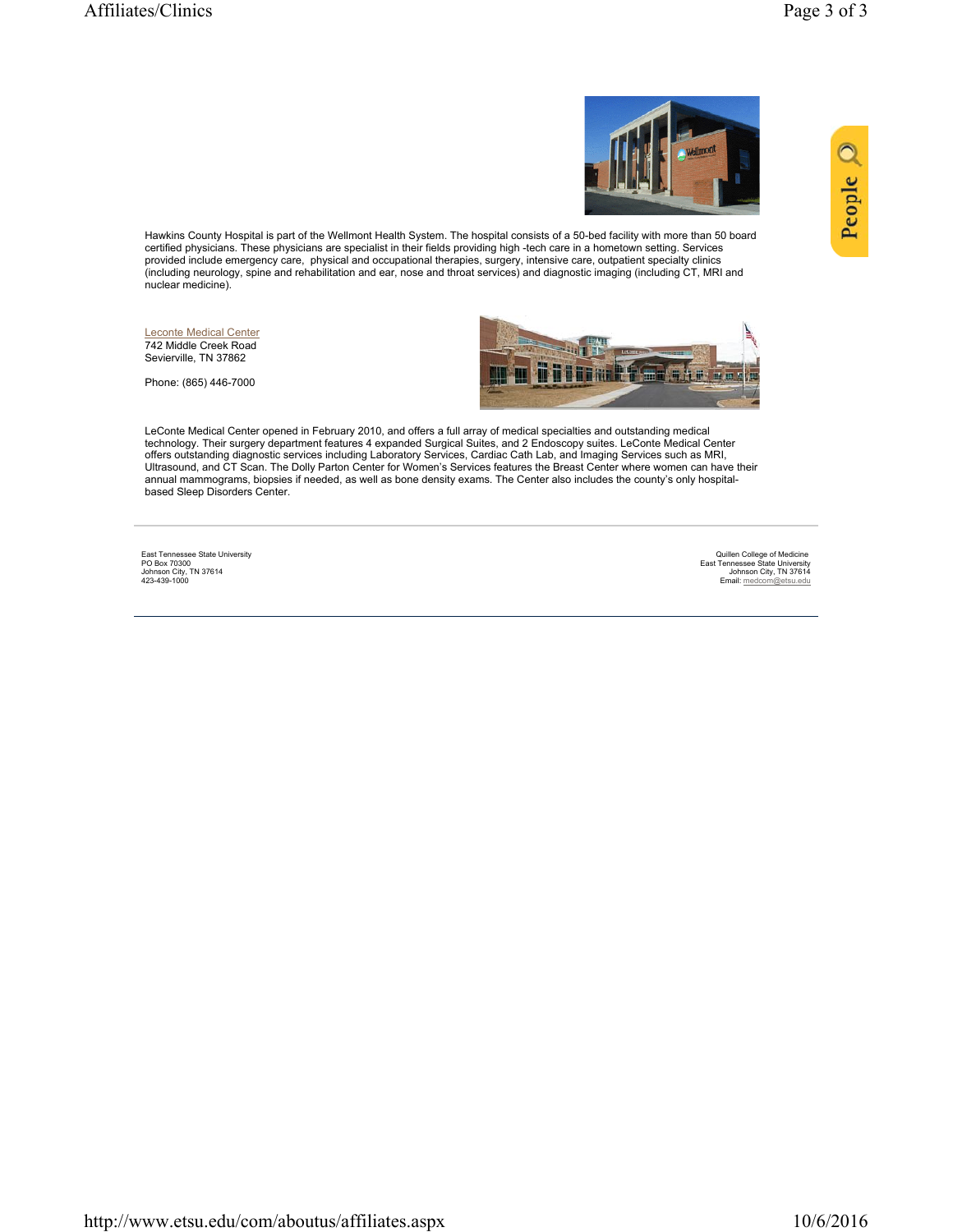Hawkins County Hospital is part of the Wellmont Health System. The hospital consists of a 50-bed facility with more than 50 board certified physicians. These physicians are specialist in their fields providing high -tech care in a hometown setting. Services provided include emergency care, physical and occupational therapies, surgery, intensive care, outpatient specialty clinics (including neurology, spine and rehabilitation and ear, nose and throat services) and diagnostic imaging (including CT, MRI and nuclear medicine).

Leconte Medical Center
742 Middle Creek Road
Sevierville, TN 37862

Phone: (865) 446-7000

LeConte Medical Center opened in February 2010, and offers a full array of medical specialties and outstanding medical technology. Their surgery department features 4 expanded Surgical Suites, and 2 Endoscopy suites. LeConte Medical Center offers outstanding diagnostic services including Laboratory Services, Cardiac Cath Lab, and Imaging Services such as MRI, Ultrasound, and CT Scan. The Dolly Parton Center for Women's Services features the Breast Center where women can have their annual mammograms, biopsies if needed, as well as bone density exams. The Center also includes the county's only hospital-based Sleep Disorders Center.

---

East Tennessee State University
PO Box 70300
Johnson City, TN 37614
423-439-1000

Quillen College of Medicine
East Tennessee State University
Johnson City, TN 37614
Email: medcom@etsu.edu